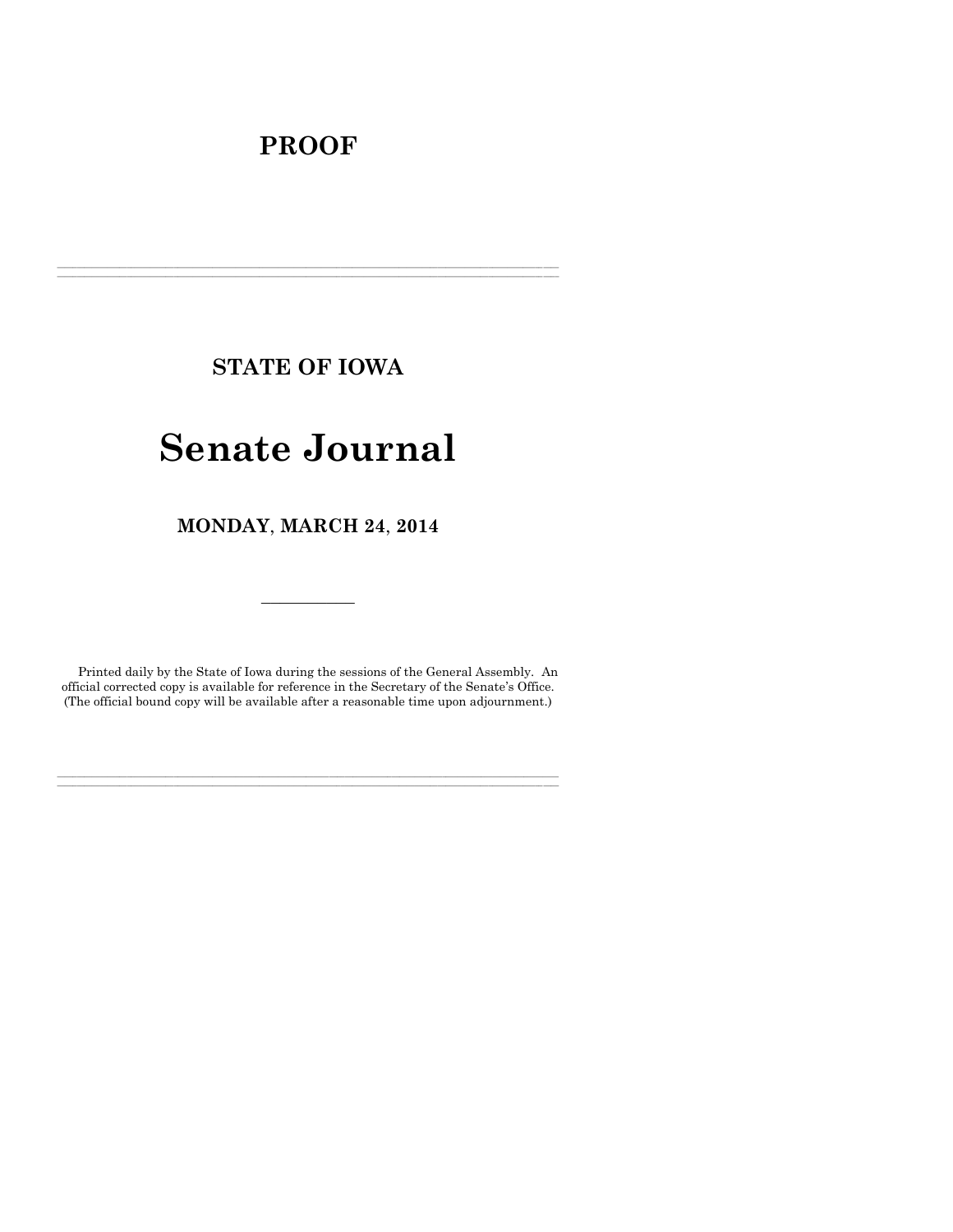# PROOF

---

## STATE OF IOWA

# Senate Journal

## MONDAY, MARCH 24, 2014

---

Printed daily by the State of Iowa during the sessions of the General Assembly. An official corrected copy is available for reference in the Secretary of the Senate's Office. (The official bound copy will be available after a reasonable time upon adjournment.)

---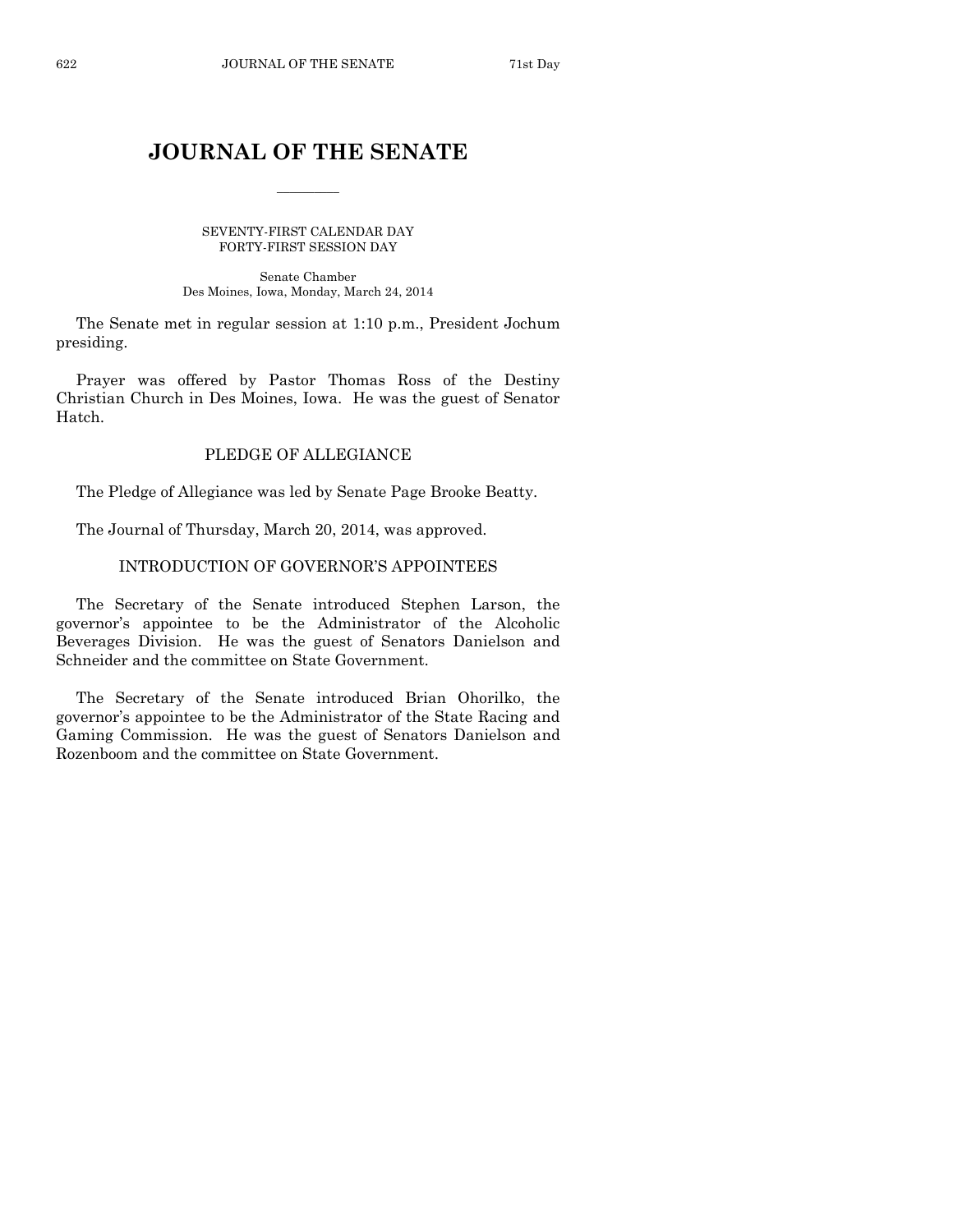# JOURNAL OF THE SENATE

SEVENTY-FIRST CALENDAR DAY
FORTY-FIRST SESSION DAY

Senate Chamber
Des Moines, Iowa, Monday, March 24, 2014

The Senate met in regular session at 1:10 p.m., President Jochum presiding.

Prayer was offered by Pastor Thomas Ross of the Destiny Christian Church in Des Moines, Iowa. He was the guest of Senator Hatch.

## PLEDGE OF ALLEGIANCE

The Pledge of Allegiance was led by Senate Page Brooke Beatty.

The Journal of Thursday, March 20, 2014, was approved.

## INTRODUCTION OF GOVERNOR'S APPOINTEES

The Secretary of the Senate introduced Stephen Larson, the governor's appointee to be the Administrator of the Alcoholic Beverages Division. He was the guest of Senators Danielson and Schneider and the committee on State Government.

The Secretary of the Senate introduced Brian Ohorilko, the governor's appointee to be the Administrator of the State Racing and Gaming Commission. He was the guest of Senators Danielson and Rozenboom and the committee on State Government.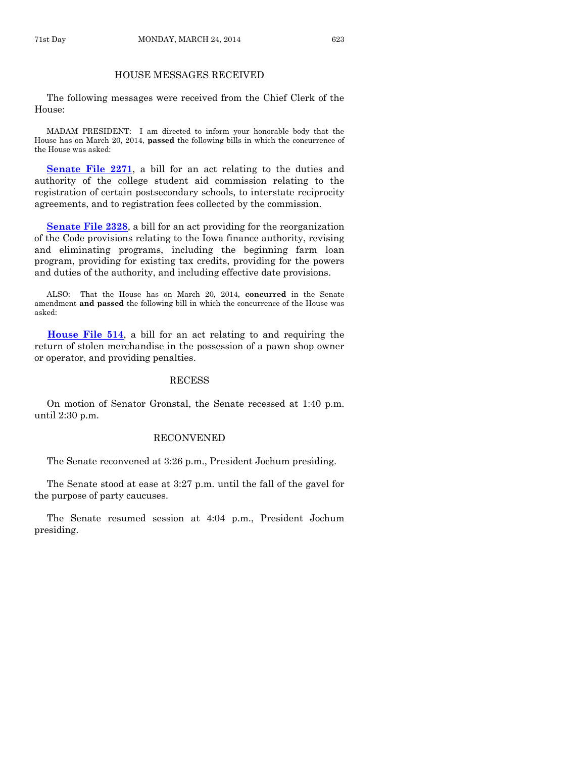## HOUSE MESSAGES RECEIVED

The following messages were received from the Chief Clerk of the House:

MADAM PRESIDENT: I am directed to inform your honorable body that the House has on March 20, 2014, **passed** the following bills in which the concurrence of the House was asked:

**Senate File 2271**, a bill for an act relating to the duties and authority of the college student aid commission relating to the registration of certain postsecondary schools, to interstate reciprocity agreements, and to registration fees collected by the commission.

**Senate File 2328**, a bill for an act providing for the reorganization of the Code provisions relating to the Iowa finance authority, revising and eliminating programs, including the beginning farm loan program, providing for existing tax credits, providing for the powers and duties of the authority, and including effective date provisions.

ALSO: That the House has on March 20, 2014, **concurred** in the Senate amendment **and passed** the following bill in which the concurrence of the House was asked:

**House File 514**, a bill for an act relating to and requiring the return of stolen merchandise in the possession of a pawn shop owner or operator, and providing penalties.

## RECESS

On motion of Senator Gronstal, the Senate recessed at 1:40 p.m. until 2:30 p.m.

## RECONVENED

The Senate reconvened at 3:26 p.m., President Jochum presiding.

The Senate stood at ease at 3:27 p.m. until the fall of the gavel for the purpose of party caucuses.

The Senate resumed session at 4:04 p.m., President Jochum presiding.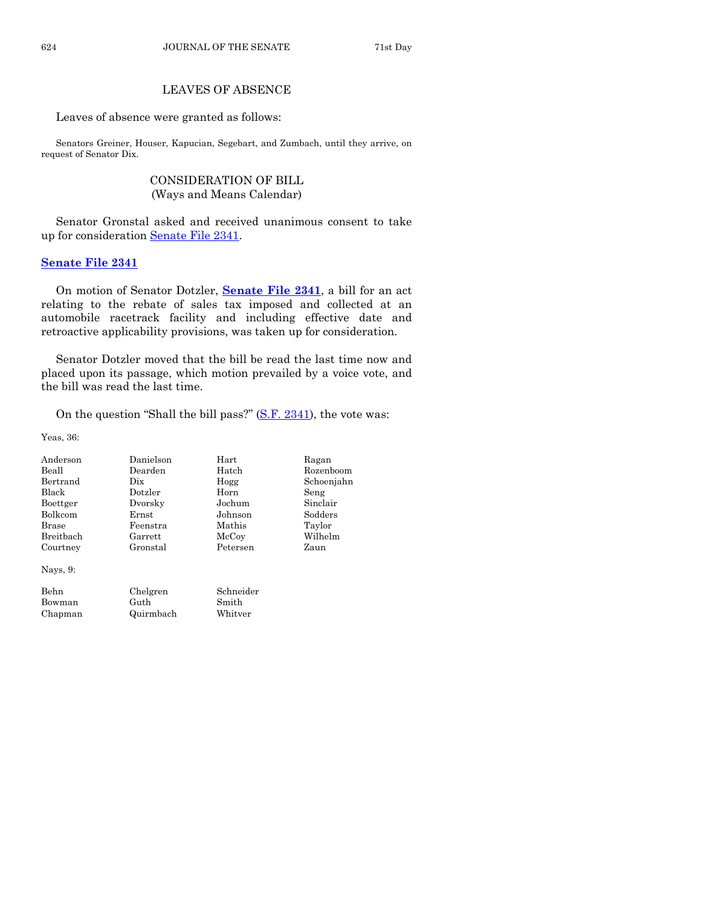## LEAVES OF ABSENCE

Leaves of absence were granted as follows:

Senators Greiner, Houser, Kapucian, Segebart, and Zumbach, until they arrive, on request of Senator Dix.

## CONSIDERATION OF BILL
(Ways and Means Calendar)

Senator Gronstal asked and received unanimous consent to take up for consideration Senate File 2341.

### Senate File 2341

On motion of Senator Dotzler, **Senate File 2341**, a bill for an act relating to the rebate of sales tax imposed and collected at an automobile racetrack facility and including effective date and retroactive applicability provisions, was taken up for consideration.

Senator Dotzler moved that the bill be read the last time now and placed upon its passage, which motion prevailed by a voice vote, and the bill was read the last time.

On the question "Shall the bill pass?" (S.F. 2341), the vote was:

Yeas, 36:

| | | | |
|---|---|---|---|
| Anderson | Danielson | Hart | Ragan |
| Beall | Dearden | Hatch | Rozenboom |
| Bertrand | Dix | Hogg | Schoenjahn |
| Black | Dotzler | Horn | Seng |
| Boettger | Dvorsky | Jochum | Sinclair |
| Bolkcom | Ernst | Johnson | Sodders |
| Brase | Feenstra | Mathis | Taylor |
| Breitbach | Garrett | McCoy | Wilhelm |
| Courtney | Gronstal | Petersen | Zaun |

Nays, 9:

| | | |
|---|---|---|
| Behn | Chelgren | Schneider |
| Bowman | Guth | Smith |
| Chapman | Quirmbach | Whitver |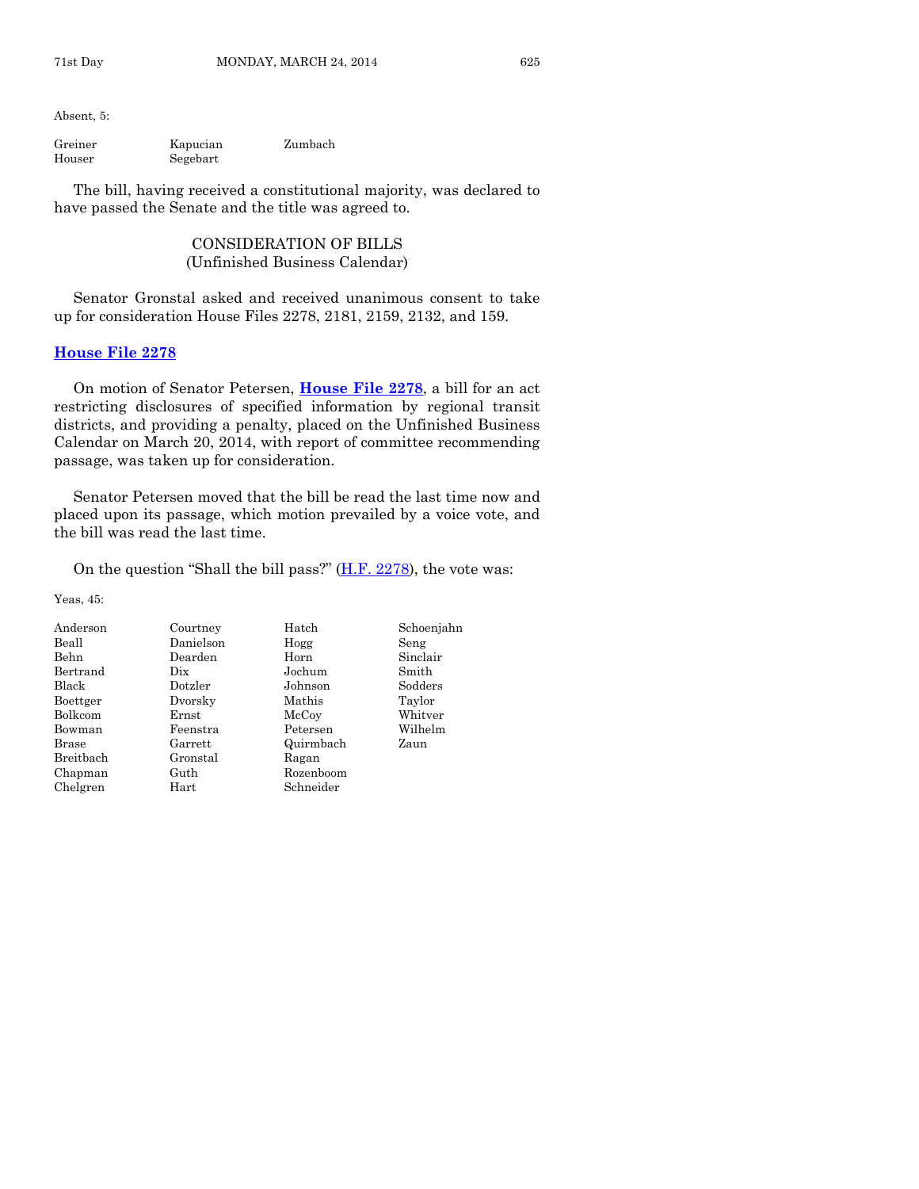Absent, 5:

| | | |
|---|---|---|
| Greiner | Kapucian | Zumbach |
| Houser | Segebart | |

The bill, having received a constitutional majority, was declared to have passed the Senate and the title was agreed to.

## CONSIDERATION OF BILLS
### (Unfinished Business Calendar)

Senator Gronstal asked and received unanimous consent to take up for consideration House Files 2278, 2181, 2159, 2132, and 159.

### House File 2278

On motion of Senator Petersen, **House File 2278**, a bill for an act restricting disclosures of specified information by regional transit districts, and providing a penalty, placed on the Unfinished Business Calendar on March 20, 2014, with report of committee recommending passage, was taken up for consideration.

Senator Petersen moved that the bill be read the last time now and placed upon its passage, which motion prevailed by a voice vote, and the bill was read the last time.

On the question "Shall the bill pass?" (H.F. 2278), the vote was:

Yeas, 45:

| | | | |
|---|---|---|---|
| Anderson | Courtney | Hatch | Schoenjahn |
| Beall | Danielson | Hogg | Seng |
| Behn | Dearden | Horn | Sinclair |
| Bertrand | Dix | Jochum | Smith |
| Black | Dotzler | Johnson | Sodders |
| Boettger | Dvorsky | Mathis | Taylor |
| Bolkcom | Ernst | McCoy | Whitver |
| Bowman | Feenstra | Petersen | Wilhelm |
| Brase | Garrett | Quirmbach | Zaun |
| Breitbach | Gronstal | Ragan | |
| Chapman | Guth | Rozenboom | |
| Chelgren | Hart | Schneider | |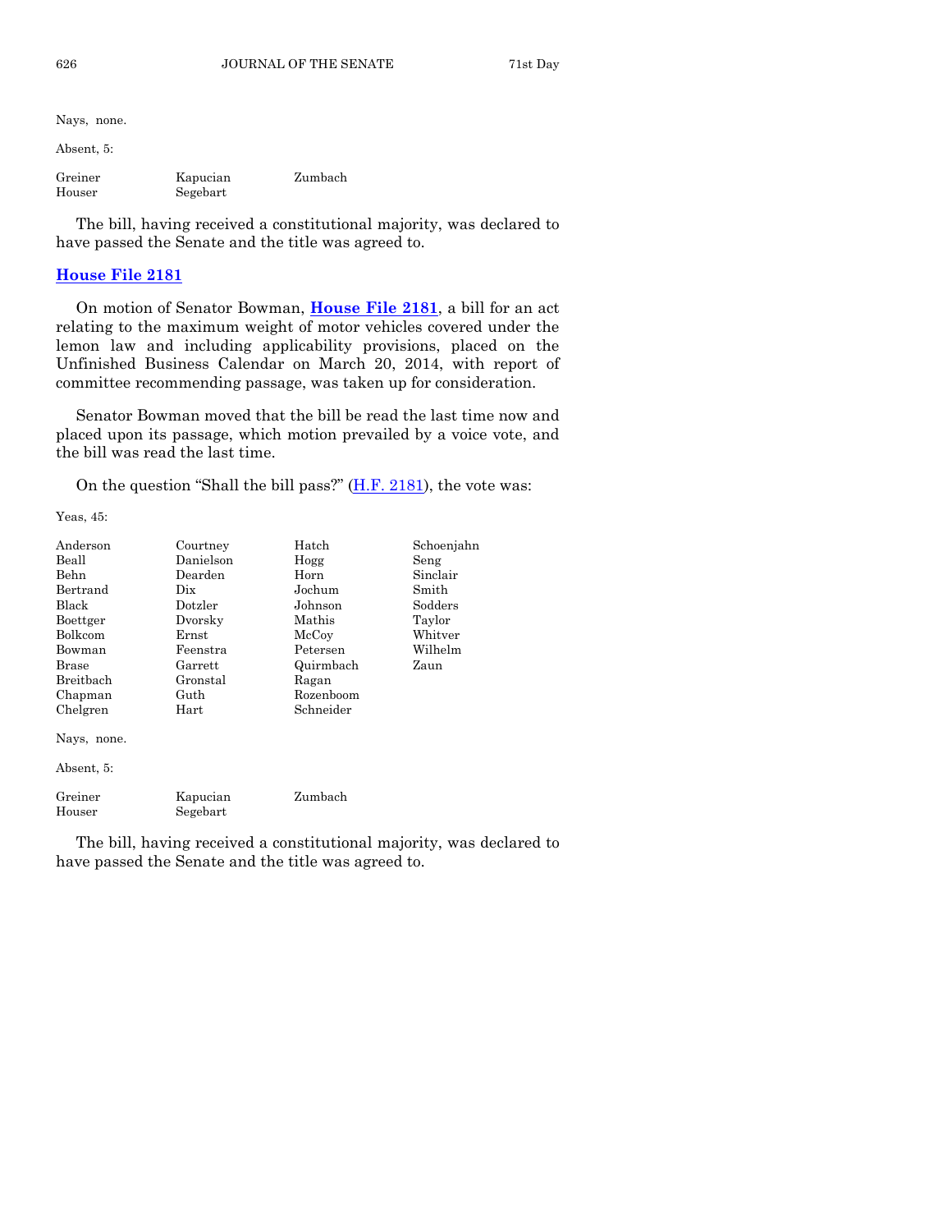Nays, none.

Absent, 5:

| | | |
|---|---|---|
| Greiner | Kapucian | Zumbach |
| Houser | Segebart | |

The bill, having received a constitutional majority, was declared to have passed the Senate and the title was agreed to.

## House File 2181

On motion of Senator Bowman, **House File 2181**, a bill for an act relating to the maximum weight of motor vehicles covered under the lemon law and including applicability provisions, placed on the Unfinished Business Calendar on March 20, 2014, with report of committee recommending passage, was taken up for consideration.

Senator Bowman moved that the bill be read the last time now and placed upon its passage, which motion prevailed by a voice vote, and the bill was read the last time.

On the question "Shall the bill pass?" (H.F. 2181), the vote was:

Yeas, 45:

| | | | |
|---|---|---|---|
| Anderson | Courtney | Hatch | Schoenjahn |
| Beall | Danielson | Hogg | Seng |
| Behn | Dearden | Horn | Sinclair |
| Bertrand | Dix | Jochum | Smith |
| Black | Dotzler | Johnson | Sodders |
| Boettger | Dvorsky | Mathis | Taylor |
| Bolkcom | Ernst | McCoy | Whitver |
| Bowman | Feenstra | Petersen | Wilhelm |
| Brase | Garrett | Quirmbach | Zaun |
| Breitbach | Gronstal | Ragan | |
| Chapman | Guth | Rozenboom | |
| Chelgren | Hart | Schneider | |

Nays, none.

Absent, 5:

| | | |
|---|---|---|
| Greiner | Kapucian | Zumbach |
| Houser | Segebart | |

The bill, having received a constitutional majority, was declared to have passed the Senate and the title was agreed to.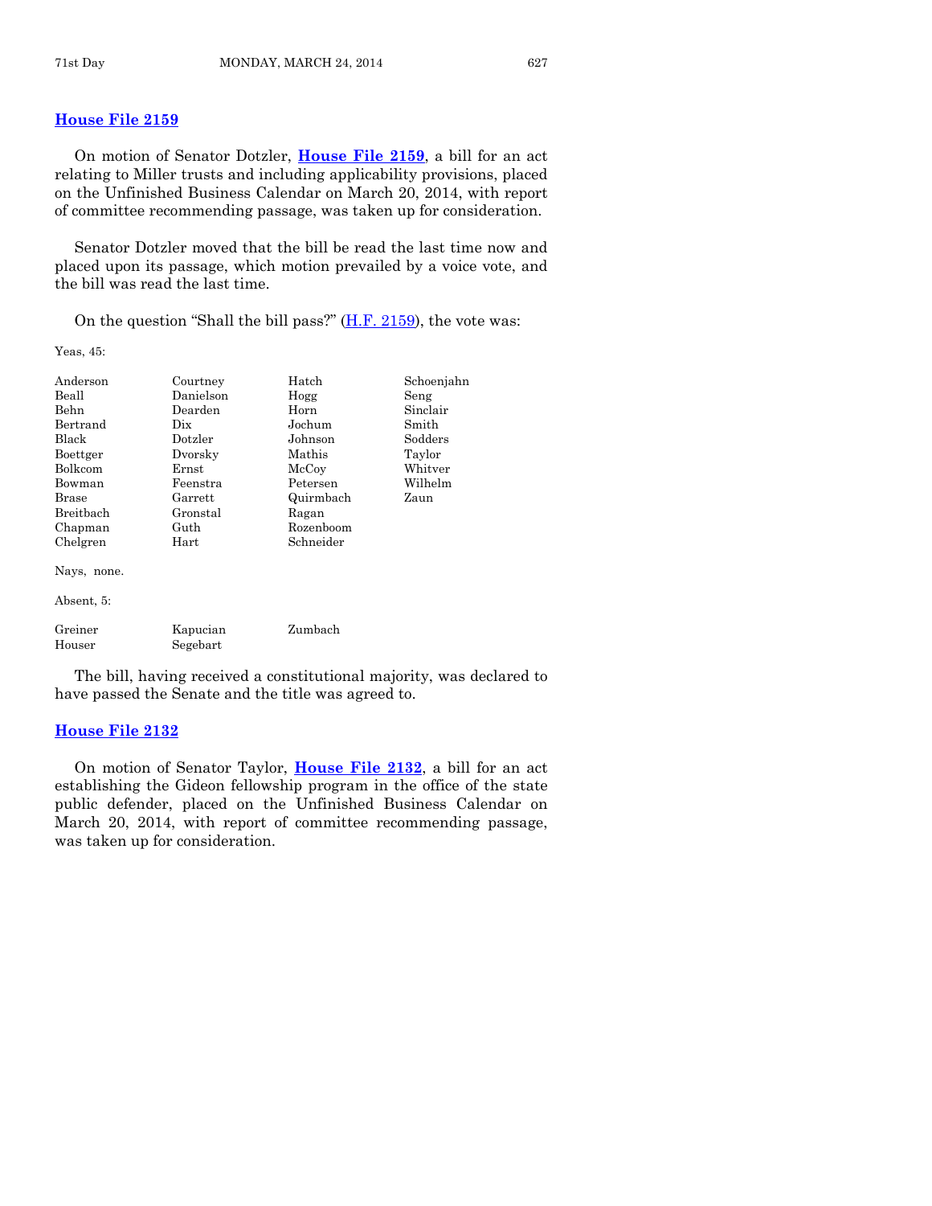## House File 2159

On motion of Senator Dotzler, **House File 2159**, a bill for an act relating to Miller trusts and including applicability provisions, placed on the Unfinished Business Calendar on March 20, 2014, with report of committee recommending passage, was taken up for consideration.

Senator Dotzler moved that the bill be read the last time now and placed upon its passage, which motion prevailed by a voice vote, and the bill was read the last time.

On the question "Shall the bill pass?" (H.F. 2159), the vote was:

Yeas, 45:

| | | | |
|---|---|---|---|
| Anderson | Courtney | Hatch | Schoenjahn |
| Beall | Danielson | Hogg | Seng |
| Behn | Dearden | Horn | Sinclair |
| Bertrand | Dix | Jochum | Smith |
| Black | Dotzler | Johnson | Sodders |
| Boettger | Dvorsky | Mathis | Taylor |
| Bolkcom | Ernst | McCoy | Whitver |
| Bowman | Feenstra | Petersen | Wilhelm |
| Brase | Garrett | Quirmbach | Zaun |
| Breitbach | Gronstal | Ragan | |
| Chapman | Guth | Rozenboom | |
| Chelgren | Hart | Schneider | |

Nays, none.

Absent, 5:

| | | |
|---|---|---|
| Greiner | Kapucian | Zumbach |
| Houser | Segebart | |

The bill, having received a constitutional majority, was declared to have passed the Senate and the title was agreed to.

## House File 2132

On motion of Senator Taylor, **House File 2132**, a bill for an act establishing the Gideon fellowship program in the office of the state public defender, placed on the Unfinished Business Calendar on March 20, 2014, with report of committee recommending passage, was taken up for consideration.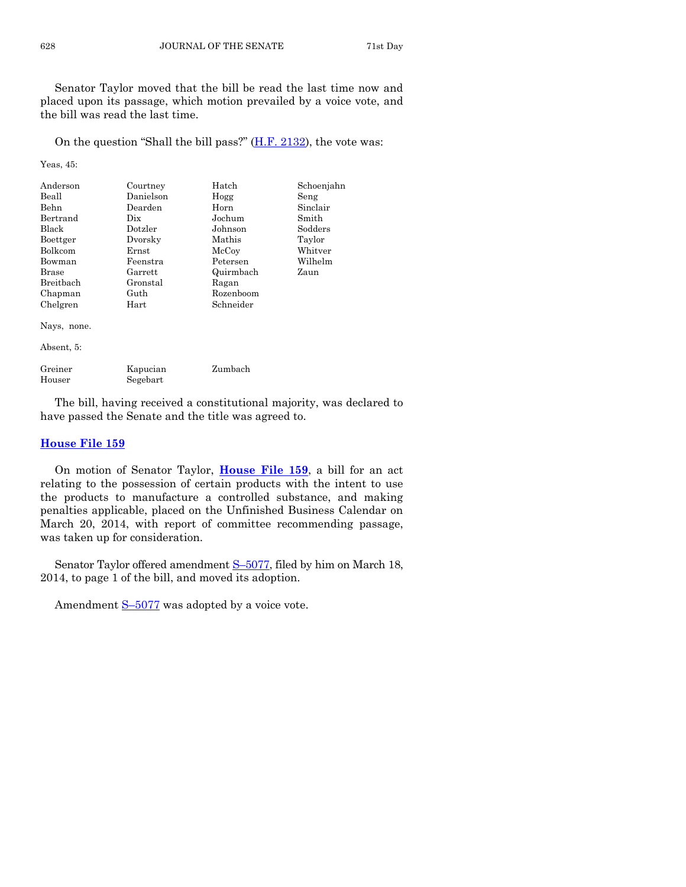Senator Taylor moved that the bill be read the last time now and placed upon its passage, which motion prevailed by a voice vote, and the bill was read the last time.

On the question "Shall the bill pass?" (H.F. 2132), the vote was:

Yeas, 45:

| | | | |
|---|---|---|---|
| Anderson | Courtney | Hatch | Schoenjahn |
| Beall | Danielson | Hogg | Seng |
| Behn | Dearden | Horn | Sinclair |
| Bertrand | Dix | Jochum | Smith |
| Black | Dotzler | Johnson | Sodders |
| Boettger | Dvorsky | Mathis | Taylor |
| Bolkcom | Ernst | McCoy | Whitver |
| Bowman | Feenstra | Petersen | Wilhelm |
| Brase | Garrett | Quirmbach | Zaun |
| Breitbach | Gronstal | Ragan | |
| Chapman | Guth | Rozenboom | |
| Chelgren | Hart | Schneider | |

Nays, none.

Absent, 5:

| | | |
|---|---|---|
| Greiner | Kapucian | Zumbach |
| Houser | Segebart | |

The bill, having received a constitutional majority, was declared to have passed the Senate and the title was agreed to.

## House File 159

On motion of Senator Taylor, **House File 159**, a bill for an act relating to the possession of certain products with the intent to use the products to manufacture a controlled substance, and making penalties applicable, placed on the Unfinished Business Calendar on March 20, 2014, with report of committee recommending passage, was taken up for consideration.

Senator Taylor offered amendment S–5077, filed by him on March 18, 2014, to page 1 of the bill, and moved its adoption.

Amendment S–5077 was adopted by a voice vote.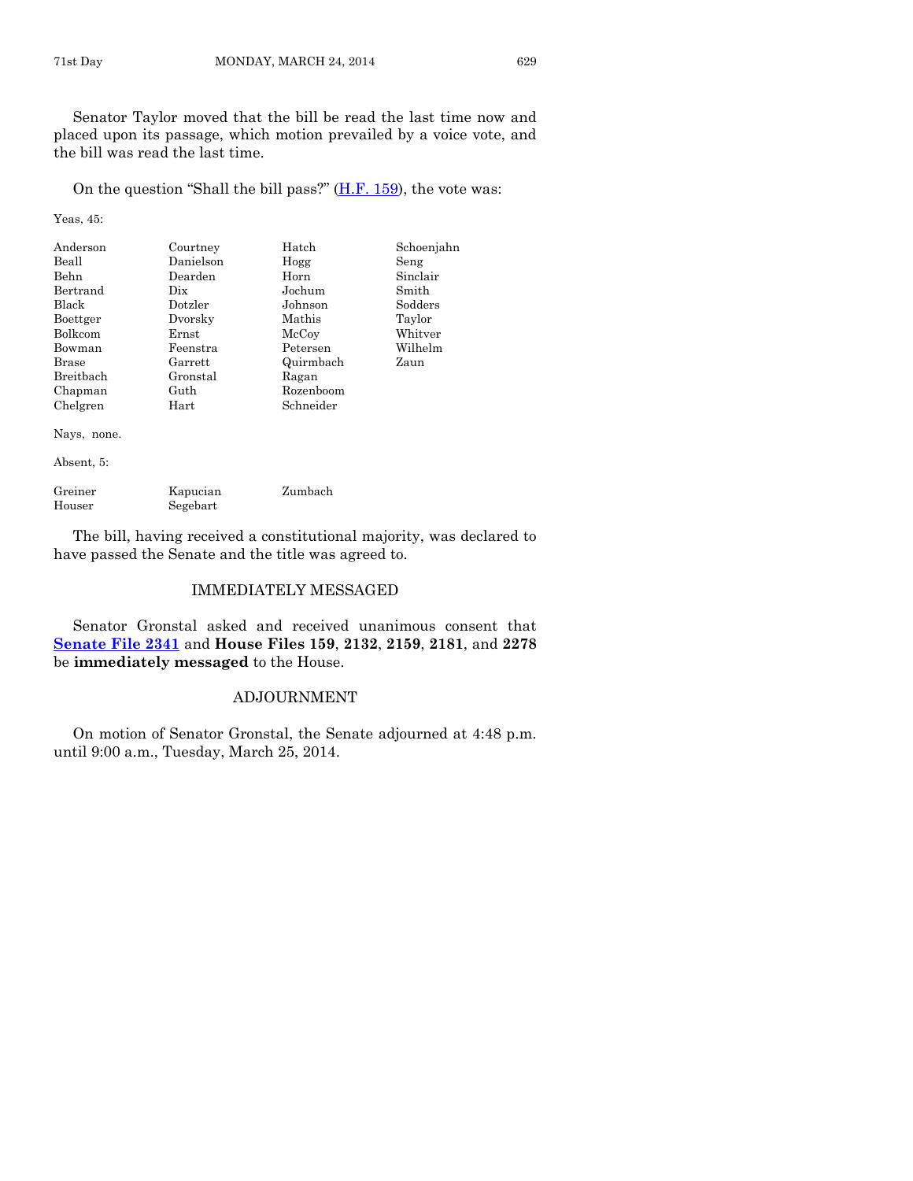Senator Taylor moved that the bill be read the last time now and placed upon its passage, which motion prevailed by a voice vote, and the bill was read the last time.

On the question "Shall the bill pass?" (H.F. 159), the vote was:

Yeas, 45:

| | | | |
|---|---|---|---|
| Anderson | Courtney | Hatch | Schoenjahn |
| Beall | Danielson | Hogg | Seng |
| Behn | Dearden | Horn | Sinclair |
| Bertrand | Dix | Jochum | Smith |
| Black | Dotzler | Johnson | Sodders |
| Boettger | Dvorsky | Mathis | Taylor |
| Bolkcom | Ernst | McCoy | Whitver |
| Bowman | Feenstra | Petersen | Wilhelm |
| Brase | Garrett | Quirmbach | Zaun |
| Breitbach | Gronstal | Ragan | |
| Chapman | Guth | Rozenboom | |
| Chelgren | Hart | Schneider | |

Nays, none.

Absent, 5:

| | | |
|---|---|---|
| Greiner | Kapucian | Zumbach |
| Houser | Segebart | |

The bill, having received a constitutional majority, was declared to have passed the Senate and the title was agreed to.

## IMMEDIATELY MESSAGED

Senator Gronstal asked and received unanimous consent that **Senate File 2341** and **House Files 159**, **2132**, **2159**, **2181**, and **2278** be **immediately messaged** to the House.

## ADJOURNMENT

On motion of Senator Gronstal, the Senate adjourned at 4:48 p.m. until 9:00 a.m., Tuesday, March 25, 2014.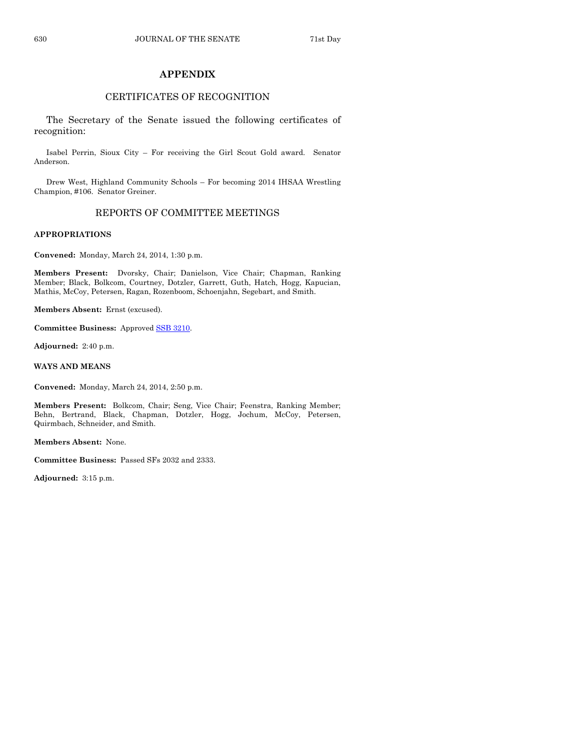## APPENDIX

### CERTIFICATES OF RECOGNITION

The Secretary of the Senate issued the following certificates of recognition:

Isabel Perrin, Sioux City – For receiving the Girl Scout Gold award. Senator Anderson.

Drew West, Highland Community Schools – For becoming 2014 IHSAA Wrestling Champion, #106. Senator Greiner.

### REPORTS OF COMMITTEE MEETINGS

**APPROPRIATIONS**

**Convened:** Monday, March 24, 2014, 1:30 p.m.

**Members Present:** Dvorsky, Chair; Danielson, Vice Chair; Chapman, Ranking Member; Black, Bolkcom, Courtney, Dotzler, Garrett, Guth, Hatch, Hogg, Kapucian, Mathis, McCoy, Petersen, Ragan, Rozenboom, Schoenjahn, Segebart, and Smith.

**Members Absent:** Ernst (excused).

**Committee Business:** Approved SSB 3210.

**Adjourned:** 2:40 p.m.

**WAYS AND MEANS**

**Convened:** Monday, March 24, 2014, 2:50 p.m.

**Members Present:** Bolkcom, Chair; Seng, Vice Chair; Feenstra, Ranking Member; Behn, Bertrand, Black, Chapman, Dotzler, Hogg, Jochum, McCoy, Petersen, Quirmbach, Schneider, and Smith.

**Members Absent:** None.

**Committee Business:** Passed SFs 2032 and 2333.

**Adjourned:** 3:15 p.m.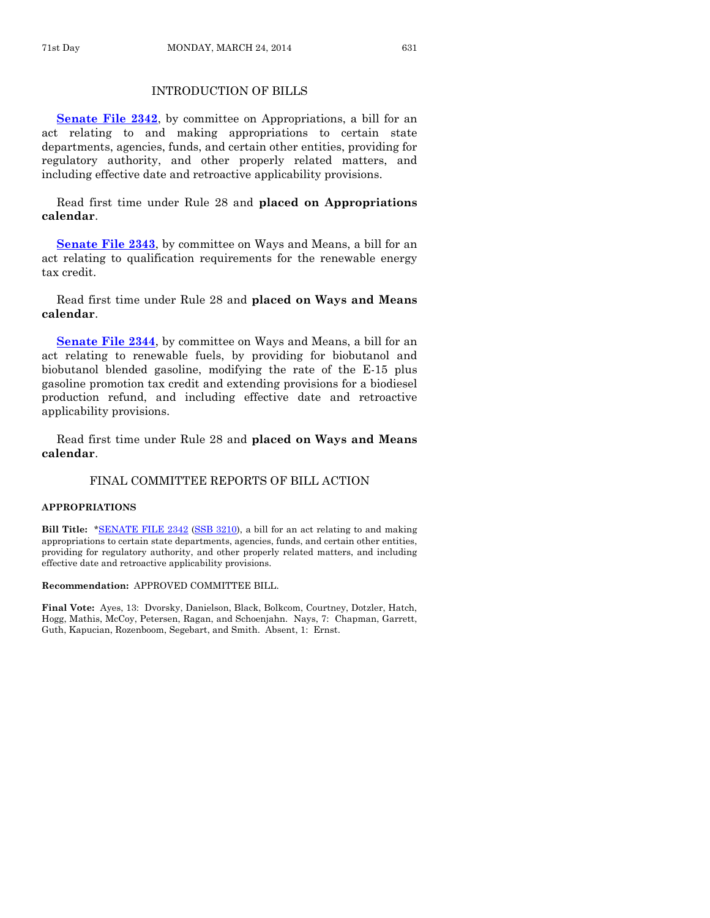## INTRODUCTION OF BILLS

**Senate File 2342**, by committee on Appropriations, a bill for an act relating to and making appropriations to certain state departments, agencies, funds, and certain other entities, providing for regulatory authority, and other properly related matters, and including effective date and retroactive applicability provisions.

Read first time under Rule 28 and **placed on Appropriations calendar**.

**Senate File 2343**, by committee on Ways and Means, a bill for an act relating to qualification requirements for the renewable energy tax credit.

Read first time under Rule 28 and **placed on Ways and Means calendar**.

**Senate File 2344**, by committee on Ways and Means, a bill for an act relating to renewable fuels, by providing for biobutanol and biobutanol blended gasoline, modifying the rate of the E-15 plus gasoline promotion tax credit and extending provisions for a biodiesel production refund, and including effective date and retroactive applicability provisions.

Read first time under Rule 28 and **placed on Ways and Means calendar**.

## FINAL COMMITTEE REPORTS OF BILL ACTION

### APPROPRIATIONS

**Bill Title:** *SENATE FILE 2342 (SSB 3210), a bill for an act relating to and making appropriations to certain state departments, agencies, funds, and certain other entities, providing for regulatory authority, and other properly related matters, and including effective date and retroactive applicability provisions.

**Recommendation:** APPROVED COMMITTEE BILL.

**Final Vote:** Ayes, 13: Dvorsky, Danielson, Black, Bolkcom, Courtney, Dotzler, Hatch, Hogg, Mathis, McCoy, Petersen, Ragan, and Schoenjahn. Nays, 7: Chapman, Garrett, Guth, Kapucian, Rozenboom, Segebart, and Smith. Absent, 1: Ernst.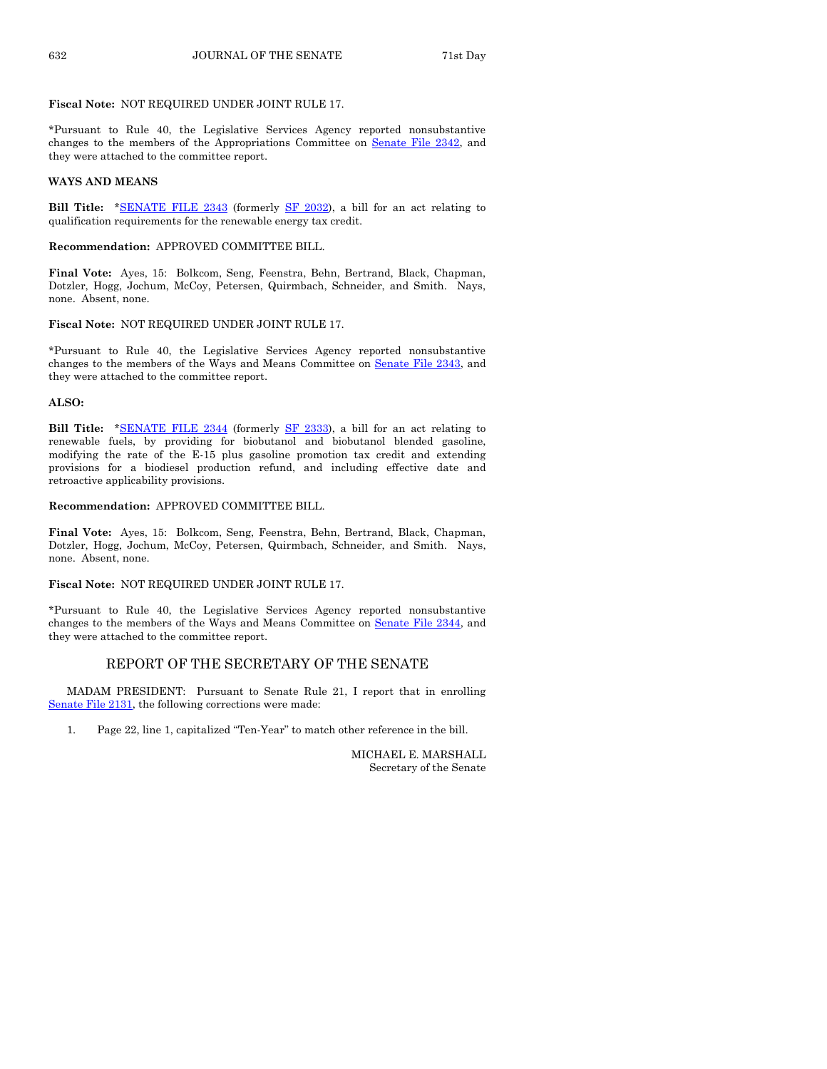**Fiscal Note:** NOT REQUIRED UNDER JOINT RULE 17.

*Pursuant to Rule 40, the Legislative Services Agency reported nonsubstantive changes to the members of the Appropriations Committee on Senate File 2342, and they were attached to the committee report.

**WAYS AND MEANS**

**Bill Title:** *SENATE FILE 2343 (formerly SF 2032), a bill for an act relating to qualification requirements for the renewable energy tax credit.

**Recommendation:** APPROVED COMMITTEE BILL.

**Final Vote:** Ayes, 15: Bolkcom, Seng, Feenstra, Behn, Bertrand, Black, Chapman, Dotzler, Hogg, Jochum, McCoy, Petersen, Quirmbach, Schneider, and Smith. Nays, none. Absent, none.

**Fiscal Note:** NOT REQUIRED UNDER JOINT RULE 17.

*Pursuant to Rule 40, the Legislative Services Agency reported nonsubstantive changes to the members of the Ways and Means Committee on Senate File 2343, and they were attached to the committee report.

**ALSO:**

**Bill Title:** *SENATE FILE 2344 (formerly SF 2333), a bill for an act relating to renewable fuels, by providing for biobutanol and biobutanol blended gasoline, modifying the rate of the E-15 plus gasoline promotion tax credit and extending provisions for a biodiesel production refund, and including effective date and retroactive applicability provisions.

**Recommendation:** APPROVED COMMITTEE BILL.

**Final Vote:** Ayes, 15: Bolkcom, Seng, Feenstra, Behn, Bertrand, Black, Chapman, Dotzler, Hogg, Jochum, McCoy, Petersen, Quirmbach, Schneider, and Smith. Nays, none. Absent, none.

**Fiscal Note:** NOT REQUIRED UNDER JOINT RULE 17.

*Pursuant to Rule 40, the Legislative Services Agency reported nonsubstantive changes to the members of the Ways and Means Committee on Senate File 2344, and they were attached to the committee report.

## REPORT OF THE SECRETARY OF THE SENATE

MADAM PRESIDENT: Pursuant to Senate Rule 21, I report that in enrolling Senate File 2131, the following corrections were made:

1. Page 22, line 1, capitalized "Ten-Year" to match other reference in the bill.

MICHAEL E. MARSHALL
Secretary of the Senate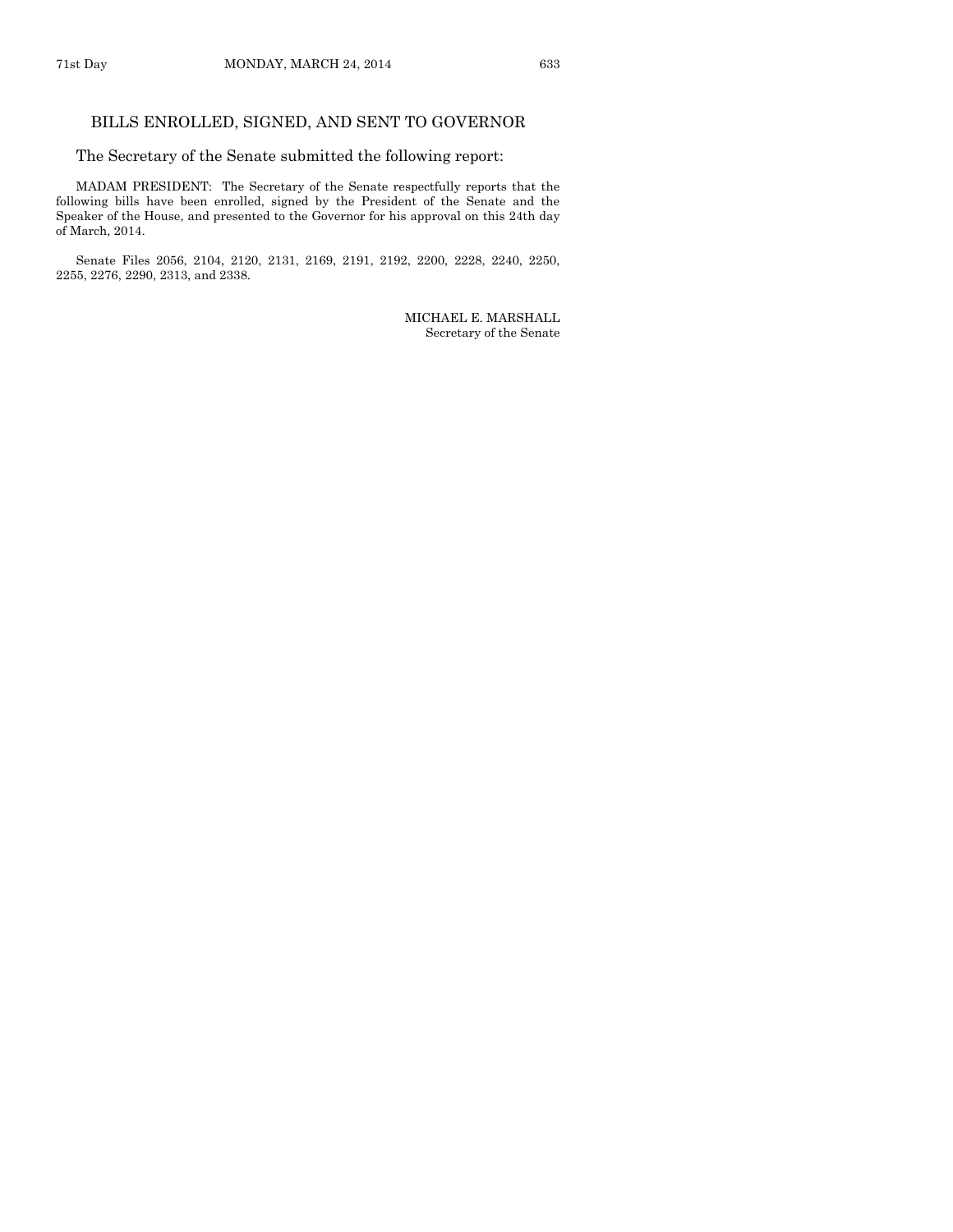## BILLS ENROLLED, SIGNED, AND SENT TO GOVERNOR

The Secretary of the Senate submitted the following report:

MADAM PRESIDENT: The Secretary of the Senate respectfully reports that the following bills have been enrolled, signed by the President of the Senate and the Speaker of the House, and presented to the Governor for his approval on this 24th day of March, 2014.

Senate Files 2056, 2104, 2120, 2131, 2169, 2191, 2192, 2200, 2228, 2240, 2250, 2255, 2276, 2290, 2313, and 2338.

MICHAEL E. MARSHALL  
Secretary of the Senate